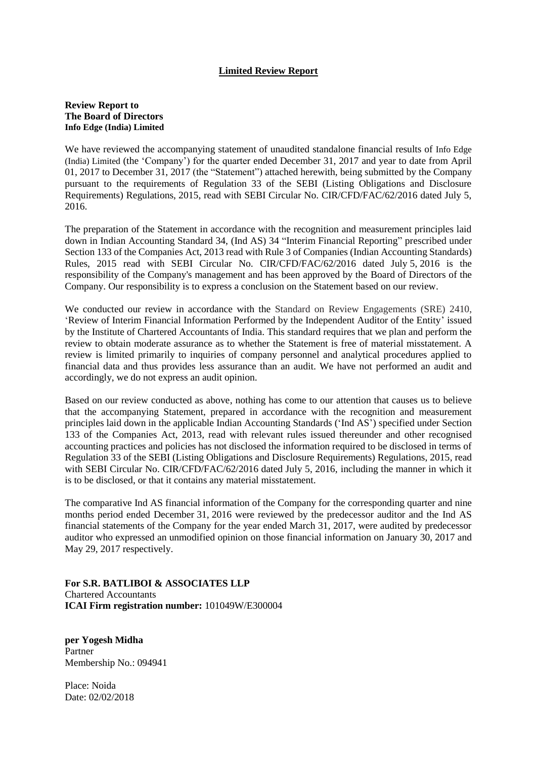**Limited Review Report**

**Review Report to**
**The Board of Directors**
**Info Edge (India) Limited**

We have reviewed the accompanying statement of unaudited standalone financial results of Info Edge (India) Limited (the 'Company') for the quarter ended December 31, 2017 and year to date from April 01, 2017 to December 31, 2017 (the "Statement") attached herewith, being submitted by the Company pursuant to the requirements of Regulation 33 of the SEBI (Listing Obligations and Disclosure Requirements) Regulations, 2015, read with SEBI Circular No. CIR/CFD/FAC/62/2016 dated July 5, 2016.

The preparation of the Statement in accordance with the recognition and measurement principles laid down in Indian Accounting Standard 34, (Ind AS) 34 "Interim Financial Reporting" prescribed under Section 133 of the Companies Act, 2013 read with Rule 3 of Companies (Indian Accounting Standards) Rules, 2015 read with SEBI Circular No. CIR/CFD/FAC/62/2016 dated July 5, 2016 is the responsibility of the Company's management and has been approved by the Board of Directors of the Company. Our responsibility is to express a conclusion on the Statement based on our review.

We conducted our review in accordance with the Standard on Review Engagements (SRE) 2410, 'Review of Interim Financial Information Performed by the Independent Auditor of the Entity' issued by the Institute of Chartered Accountants of India. This standard requires that we plan and perform the review to obtain moderate assurance as to whether the Statement is free of material misstatement. A review is limited primarily to inquiries of company personnel and analytical procedures applied to financial data and thus provides less assurance than an audit. We have not performed an audit and accordingly, we do not express an audit opinion.

Based on our review conducted as above, nothing has come to our attention that causes us to believe that the accompanying Statement, prepared in accordance with the recognition and measurement principles laid down in the applicable Indian Accounting Standards ('Ind AS') specified under Section 133 of the Companies Act, 2013, read with relevant rules issued thereunder and other recognised accounting practices and policies has not disclosed the information required to be disclosed in terms of Regulation 33 of the SEBI (Listing Obligations and Disclosure Requirements) Regulations, 2015, read with SEBI Circular No. CIR/CFD/FAC/62/2016 dated July 5, 2016, including the manner in which it is to be disclosed, or that it contains any material misstatement.

The comparative Ind AS financial information of the Company for the corresponding quarter and nine months period ended December 31, 2016 were reviewed by the predecessor auditor and the Ind AS financial statements of the Company for the year ended March 31, 2017, were audited by predecessor auditor who expressed an unmodified opinion on those financial information on January 30, 2017 and May 29, 2017 respectively.

**For S.R. BATLIBOI & ASSOCIATES LLP**
Chartered Accountants
**ICAI Firm registration number:** 101049W/E300004

**per Yogesh Midha**
Partner
Membership No.: 094941

Place: Noida
Date: 02/02/2018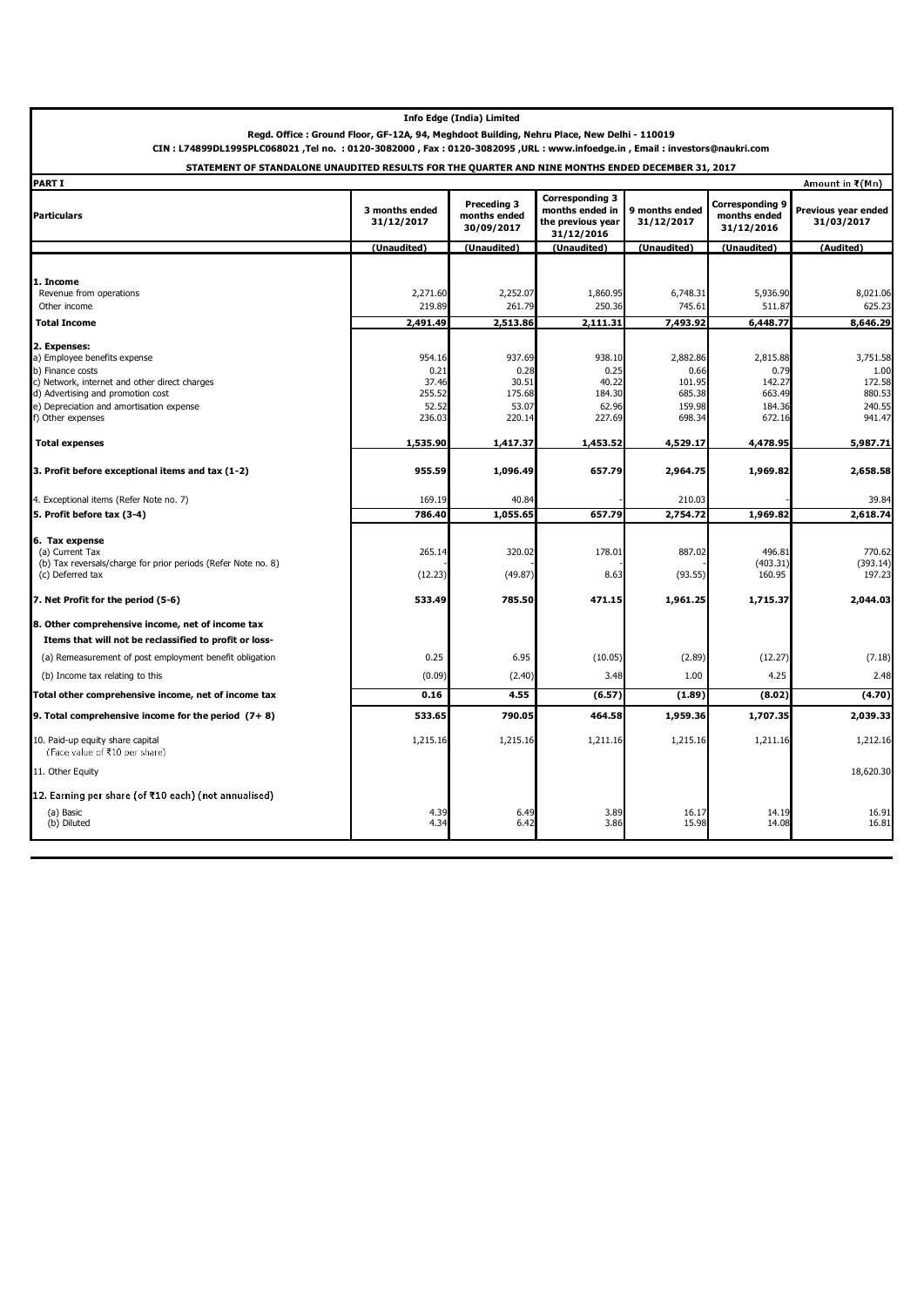**Info Edge (India) Limited**

**Regd. Office : Ground Floor, GF-12A, 94, Meghdoot Building, Nehru Place, New Delhi - 110019**

**CIN : L74899DL1995PLC068021 ,Tel no. : 0120-3082000 , Fax : 0120-3082095 ,URL : www.infoedge.in , Email : investors@naukri.com**

**STATEMENT OF STANDALONE UNAUDITED RESULTS FOR THE QUARTER AND NINE MONTHS ENDED DECEMBER 31, 2017**

**PART I** Amount in ₹(Mn)

| Particulars | 3 months ended 31/12/2017 | Preceding 3 months ended 30/09/2017 | Corresponding 3 months ended in the previous year 31/12/2016 | 9 months ended 31/12/2017 | Corresponding 9 months ended 31/12/2016 | Previous year ended 31/03/2017 |
|---|---|---|---|---|---|---|
| | (Unaudited) | (Unaudited) | (Unaudited) | (Unaudited) | (Unaudited) | (Audited) |
| **1. Income** | | | | | | |
| Revenue from operations | 2,271.60 | 2,252.07 | 1,860.95 | 6,748.31 | 5,936.90 | 8,021.06 |
| Other income | 219.89 | 261.79 | 250.36 | 745.61 | 511.87 | 625.23 |
| **Total Income** | **2,491.49** | **2,513.86** | **2,111.31** | **7,493.92** | **6,448.77** | **8,646.29** |
| **2. Expenses:** | | | | | | |
| a) Employee benefits expense | 954.16 | 937.69 | 938.10 | 2,882.86 | 2,815.88 | 3,751.58 |
| b) Finance costs | 0.21 | 0.28 | 0.25 | 0.66 | 0.79 | 1.00 |
| c) Network, internet and other direct charges | 37.46 | 30.51 | 40.22 | 101.95 | 142.27 | 172.58 |
| d) Advertising and promotion cost | 255.52 | 175.68 | 184.30 | 685.38 | 663.49 | 880.53 |
| e) Depreciation and amortisation expense | 52.52 | 53.07 | 62.96 | 159.98 | 184.36 | 240.55 |
| f) Other expenses | 236.03 | 220.14 | 227.69 | 698.34 | 672.16 | 941.47 |
| **Total expenses** | **1,535.90** | **1,417.37** | **1,453.52** | **4,529.17** | **4,478.95** | **5,987.71** |
| **3. Profit before exceptional items and tax (1-2)** | **955.59** | **1,096.49** | **657.79** | **2,964.75** | **1,969.82** | **2,658.58** |
| 4. Exceptional items (Refer Note no. 7) | 169.19 | 40.84 | - | 210.03 | - | 39.84 |
| **5. Profit before tax (3-4)** | **786.40** | **1,055.65** | **657.79** | **2,754.72** | **1,969.82** | **2,618.74** |
| **6. Tax expense** | | | | | | |
| (a) Current Tax | 265.14 | 320.02 | 178.01 | 887.02 | 496.81 | 770.62 |
| (b) Tax reversals/charge for prior periods (Refer Note no. 8) | - | - | - | - | (403.31) | (393.14) |
| (c) Deferred tax | (12.23) | (49.87) | 8.63 | (93.55) | 160.95 | 197.23 |
| **7. Net Profit for the period (5-6)** | **533.49** | **785.50** | **471.15** | **1,961.25** | **1,715.37** | **2,044.03** |
| **8. Other comprehensive income, net of income tax** | | | | | | |
| **Items that will not be reclassified to profit or loss-** | | | | | | |
| (a) Remeasurement of post employment benefit obligation | 0.25 | 6.95 | (10.05) | (2.89) | (12.27) | (7.18) |
| (b) Income tax relating to this | (0.09) | (2.40) | 3.48 | 1.00 | 4.25 | 2.48 |
| **Total other comprehensive income, net of income tax** | **0.16** | **4.55** | **(6.57)** | **(1.89)** | **(8.02)** | **(4.70)** |
| **9. Total comprehensive income for the period (7+ 8)** | **533.65** | **790.05** | **464.58** | **1,959.36** | **1,707.35** | **2,039.33** |
| 10. Paid-up equity share capital (Face value of ₹10 per share) | 1,215.16 | 1,215.16 | 1,211.16 | 1,215.16 | 1,211.16 | 1,212.16 |
| 11. Other Equity | | | | | | 18,620.30 |
| **12. Earning per share (of ₹10 each) (not annualised)** | | | | | | |
| (a) Basic | 4.39 | 6.49 | 3.89 | 16.17 | 14.19 | 16.91 |
| (b) Diluted | 4.34 | 6.42 | 3.86 | 15.98 | 14.08 | 16.81 |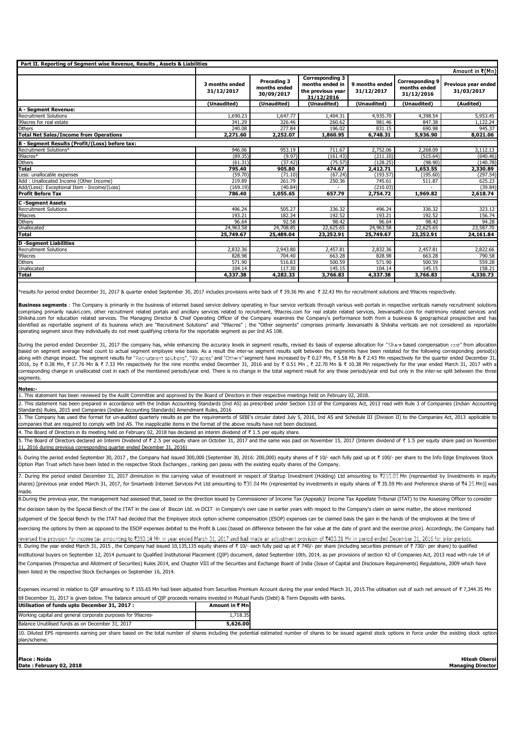**Part II. Reporting of Segment wise Revenue, Results , Assets & Liabilities**

Amount in ₹(Mn)

| | 3 months ended 31/12/2017 | Preceding 3 months ended 30/09/2017 | Corresponding 3 months ended in the previous year 31/12/2016 | 9 months ended 31/12/2017 | Corresponding 9 months ended 31/12/2016 | Previous year ended 31/03/2017 |
|---|---|---|---|---|---|---|
| | (Unaudited) | (Unaudited) | (Unaudited) | (Unaudited) | (Unaudited) | (Audited) |
| **A - Segment Revenue:** | | | | | | |
| Recruitment Solutions | 1,690.23 | 1,647.77 | 1,404.31 | 4,935.70 | 4,398.54 | 5,953.45 |
| 99acres for real estate | 341.29 | 326.46 | 260.62 | 981.46 | 847.38 | 1,122.24 |
| Others | 240.08 | 277.84 | 196.02 | 831.15 | 690.98 | 945.37 |
| **Total Net Sales/Income from Operations** | **2,271.60** | **2,252.07** | **1,860.95** | **6,748.31** | **5,936.90** | **8,021.06** |
| **B - Segment Results (Profit/(Loss) before tax:** | | | | | | |
| Recruitment Solutions* | 946.06 | 953.19 | 711.67 | 2,752.06 | 2,268.09 | 3,112.13 |
| 99acres* | (89.35) | (9.97) | (161.43) | (211.10) | (515.64) | (640.46) |
| Others | (61.31) | (37.42) | (75.57) | (128.25) | (98.90) | (140.78) |
| **Total** | **795.40** | **905.80** | **474.67** | **2,412.71** | **1,653.55** | **2,330.89** |
| Less: unallocable expenses | (59.70) | (71.10) | (67.24) | (193.57) | (195.60) | (297.54) |
| Add : Unallocated Income (Other Income) | 219.89 | 261.79 | 250.36 | 745.61 | 511.87 | 625.23 |
| Add/(Less): Exceptional Item - Income/(Loss) | (169.19) | (40.84) | - | (210.03) | - | (39.84) |
| **Profit Before Tax** | **786.40** | **1,055.65** | **657.79** | **2,754.72** | **1,969.82** | **2,618.74** |
| **C -Segment Assets** | | | | | | |
| Recruitment Solutions | 496.24 | 505.27 | 336.32 | 496.24 | 336.32 | 323.12 |
| 99acres | 193.21 | 182.34 | 192.52 | 193.21 | 192.52 | 156.74 |
| Others | 96.64 | 92.58 | 98.42 | 96.64 | 98.42 | 94.28 |
| Unallocated | 24,963.58 | 24,708.85 | 22,625.65 | 24,963.58 | 22,625.65 | 23,587.70 |
| **Total** | **25,749.67** | **25,489.04** | **23,252.91** | **25,749.67** | **23,252.91** | **24,161.84** |
| **D -Segment Liabilities** | | | | | | |
| Recruitment Solutions | 2,832.36 | 2,943.80 | 2,457.81 | 2,832.36 | 2,457.81 | 2,822.66 |
| 99acres | 828.98 | 704.40 | 663.28 | 828.98 | 663.28 | 790.58 |
| Others | 571.90 | 516.83 | 500.59 | 571.90 | 500.59 | 559.28 |
| Unallocated | 104.14 | 117.30 | 145.15 | 104.14 | 145.15 | 158.21 |
| **Total** | **4,337.38** | **4,282.33** | **3,766.83** | **4,337.38** | **3,766.83** | **4,330.73** |

*results for period ended December 31, 2017 & quarter ended September 30, 2017 includes provisions write back of ₹ 39.36 Mn and ₹ 32.43 Mn for recruitment solutions and 99acres respectively.

**Business segments** : The Company is primarily in the business of internet based service delivery operating in four service verticals through various web portals in respective verticals namely recruitment solutions comprising primarily naukri.com, other recruitment related portals and ancillary services related to recruitment, 99acres.com for real estate related services, Jeevansathi.com for matrimony related services and Shiksha.com for education related services. The Managing Director & Chief Operating Officer of the Company examines the Company's performance both from a business & geographical prospective and has identified as reportable segment of its business which are "Recruitment Solutions" and "99acres" ; the "Other segments" comprises primarily Jeevansathi & Shiksha verticals are not considered as reportable operating segment since they individually do not meet qualifying criteria for the reportable segment as per Ind AS 108.

During the period ended December 31, 2017 the company has, while enhancing the accuracy levels in segment results, revised its basis of expense allocation for "Share based compensation cost" from allocation based on segment average head count to actual segment employee wise basis. As a result the inter-se segment results split between the segments have been restated for the following corresponding period(s) along with change impact. The segment results for "Recruitment solutions", "99 acres" and "Others" segment have increased by ₹ 0.27 Mn, ₹ 5.58 Mn & ₹ 2.43 Mn respectively for the quarter ended December 31, 2016, by ₹ 0.38 Mn, ₹ 17.76 Mn & ₹ 7.33 Mn respectively for the nine months ended December 31, 2016 and by ₹ 0.51 Mn , ₹ 22.70 Mn & ₹ 10.38 Mn respectively for the year ended March 31, 2017 with a corresponding change in unallocated cost in each of the mentioned periods/year end. There is no change in the total segment result for any these periods/year end but only in the inter-se split between the three segments.

**Notes:-**

1. This statement has been reviewed by the Audit Committee and approved by the Board of Directors in their respective meetings held on February 02, 2018.
2. This statement has been prepared in accordance with the Indian Accounting Standards (Ind AS) as prescribed under Section 133 of the Companies Act, 2013 read with Rule 3 of Companies (Indian Accounting Standards) Rules, 2015 and Companies (Indian Accounting Standards) Amendment Rules, 2016
3. The Company has used the format for un-audited quarterly results as per the requirements of SEBI's circular dated July 5, 2016, Ind AS and Schedule III (Division II) to the Companies Act, 2013 applicable to companies that are required to comply with Ind AS. The inapplicable items in the format of the above results have not been disclosed.
4. The Board of Directors in its meeting held on February 02, 2018 has declared an interim dividend of ₹ 1.5 per equity share.
5. The Board of Directors declared an Interim Dividend of ₹ 2.5 per equity share on October 31, 2017 and the same was paid on November 15, 2017 (Interim dividend of ₹ 1.5 per equity share paid on November 11, 2016 during previous corresponding quarter ended December 31, 2016)
6. During the period ended September 30, 2017 , the Company had issued 300,000 (September 30, 2016: 200,000) equity shares of ₹ 10/- each fully paid up at ₹ 100/- per share to the Info Edge Employees Stock Option Plan Trust which have been listed in the respective Stock Exchanges , ranking pari passu with the existing equity shares of the Company.
7. During the period ended December 31, 2017 diminution in the carrying value of investment in respect of Startup Investment (Holding) Ltd amounting to ₹210.03 Mn (represented by Investments in equity shares) [previous year ended March 31, 2017, for Smartweb Internet Services Pvt Ltd amounting to ₹39.84 Mn (represented by investments in equity shares of ₹ 35.59 Mn and Preference shares of ₹4.25 Mn)] was made.
8. During the previous year, the management had assessed that, based on the direction issued by Commissioner of Income Tax (Appeals)/ Income Tax Appellate Tribunal (ITAT) to the Assessing Officer to consider the decision taken by the Special Bench of the ITAT in the case of Biocon Ltd. vs DCIT in Company's own case in earlier years with respect to the Company's claim on same matter, the above mentioned judgement of the Special Bench by the ITAT had decided that the Employee stock option scheme compensation (ESOP) expenses can be claimed basis the gain in the hands of the employees at the time of exercising the options by them as opposed to the ESOP expenses debited to the Profit & Loss (based on difference between the fair value at the date of grant and the exercise price). Accordingly, the Company had reversed the provision for income tax amounting to ₹393.14 Mn in year ended March 31, 2017 and had made an adjustment provision of ₹403.31 Mn in period ended December 31, 2016 for prior periods.
9. During the year ended March 31, 2015 , the Company had issued 10,135,135 equity shares of ₹ 10/- each fully paid up at ₹ 740/- per share (including securities premium of ₹ 730/- per share) to qualified institutional buyers on September 12, 2014 pursuant to Qualified Institutional Placement (QIP) document, dated September 10th, 2014, as per provisions of section 42 of Companies Act, 2013 read with rule 14 of the Companies (Prospectus and Allotment of Securities) Rules 2014, and Chapter VIII of the Securities and Exchange Board of India (Issue of Capital and Disclosure Requirements) Regulations, 2009 which have been listed in the respective Stock Exchanges on September 16, 2014.

Expenses incurred in relation to QIP amounting to ₹ 155.65 Mn had been adjusted from Securities Premium Account during the year ended March 31, 2015.The utilisation out of such net amount of ₹ 7,344.35 Mn till December 31, 2017 is given below. The balance amount of QIP proceeds remains invested in Mutual Funds (Debt) & Term Deposits with banks.

| Utilisation of funds upto December 31, 2017 : | Amount in ₹ Mn |
|---|---|
| Working capital and general corporate purposes for 99acres- | 1,718.35 |
| Balance Unutilised funds as on December 31, 2017 | **5,626.00** |

10. Diluted EPS represents earning per share based on the total number of shares including the potential estimated number of shares to be issued against stock options in force under the existing stock option plan/scheme.

**Place : Noida**
**Date : February 02, 2018**

**Hitesh Oberoi**
**Managing Director**